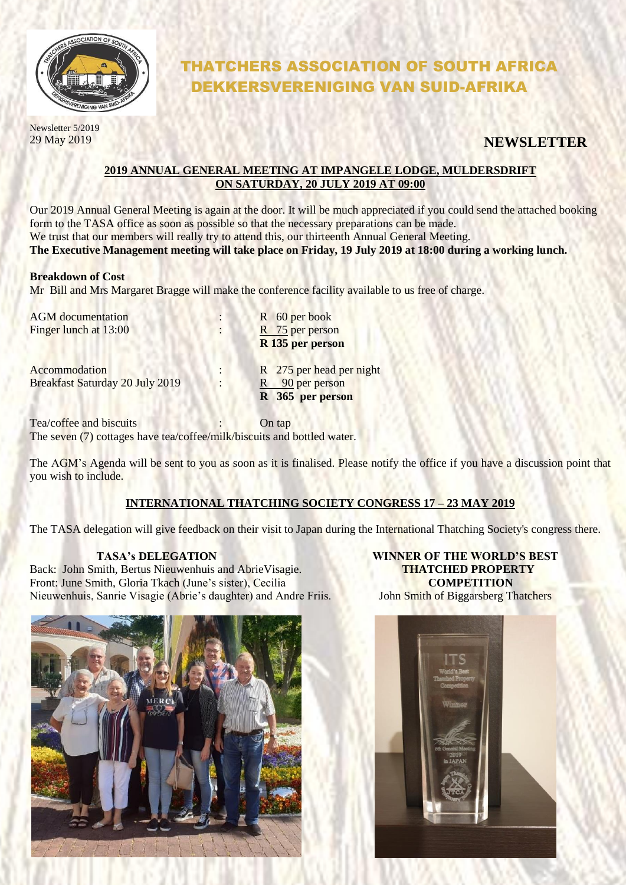# THATCHERS ASSOCIATION OF SOUTH AFRICA
# DEKKERSVERENIGING VAN SUID-AFRIKA

Newsletter 5/2019
29 May 2019

## NEWSLETTER

### 2019 ANNUAL GENERAL MEETING AT IMPANGELE LODGE, MULDERSDRIFT ON SATURDAY, 20 JULY 2019 AT 09:00

Our 2019 Annual General Meeting is again at the door. It will be much appreciated if you could send the attached booking form to the TASA office as soon as possible so that the necessary preparations can be made.
We trust that our members will really try to attend this, our thirteenth Annual General Meeting.
**The Executive Management meeting will take place on Friday, 19 July 2019 at 18:00 during a working lunch.**

**Breakdown of Cost**
Mr Bill and Mrs Margaret Bragge will make the conference facility available to us free of charge.

| | | |
|---|---|---|
| AGM documentation | : | R 60 per book |
| Finger lunch at 13:00 | : | R 75 per person |
| | | **R 135 per person** |
| Accommodation | : | R 275 per head per night |
| Breakfast Saturday 20 July 2019 | : | R 90 per person |
| | | **R 365 per person** |
| Tea/coffee and biscuits | : | On tap |

The seven (7) cottages have tea/coffee/milk/biscuits and bottled water.

The AGM's Agenda will be sent to you as soon as it is finalised. Please notify the office if you have a discussion point that you wish to include.

### INTERNATIONAL THATCHING SOCIETY CONGRESS 17 – 23 MAY 2019

The TASA delegation will give feedback on their visit to Japan during the International Thatching Society's congress there.

**TASA's DELEGATION**
Back: John Smith, Bertus Nieuwenhuis and AbrieVisagie.
Front: June Smith, Gloria Tkach (June's sister), Cecilia Nieuwenhuis, Sanrie Visagie (Abrie's daughter) and Andre Friis.

**WINNER OF THE WORLD'S BEST THATCHED PROPERTY COMPETITION**
John Smith of Biggarsberg Thatchers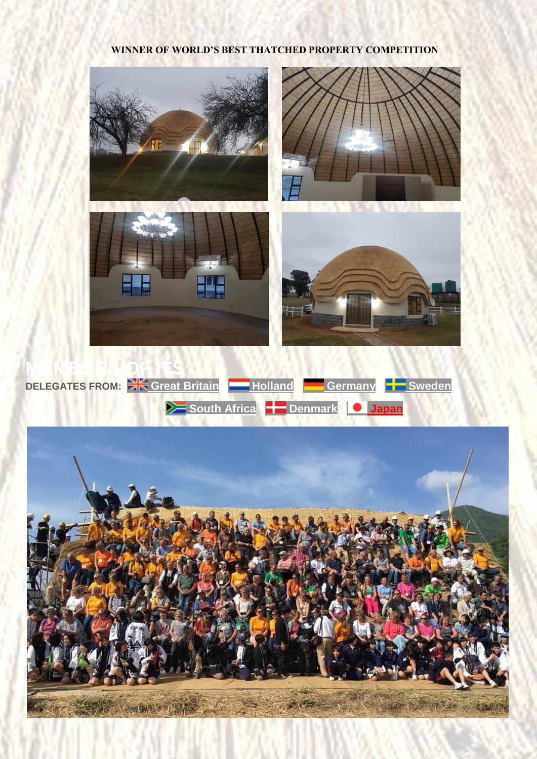**WINNER OF WORLD'S BEST THATCHED PROPERTY COMPETITION**

## MEMBERS OF ITS

**DELEGATES FROM:** Great Britain | Holland | Germany | Sweden | South Africa | Denmark | Japan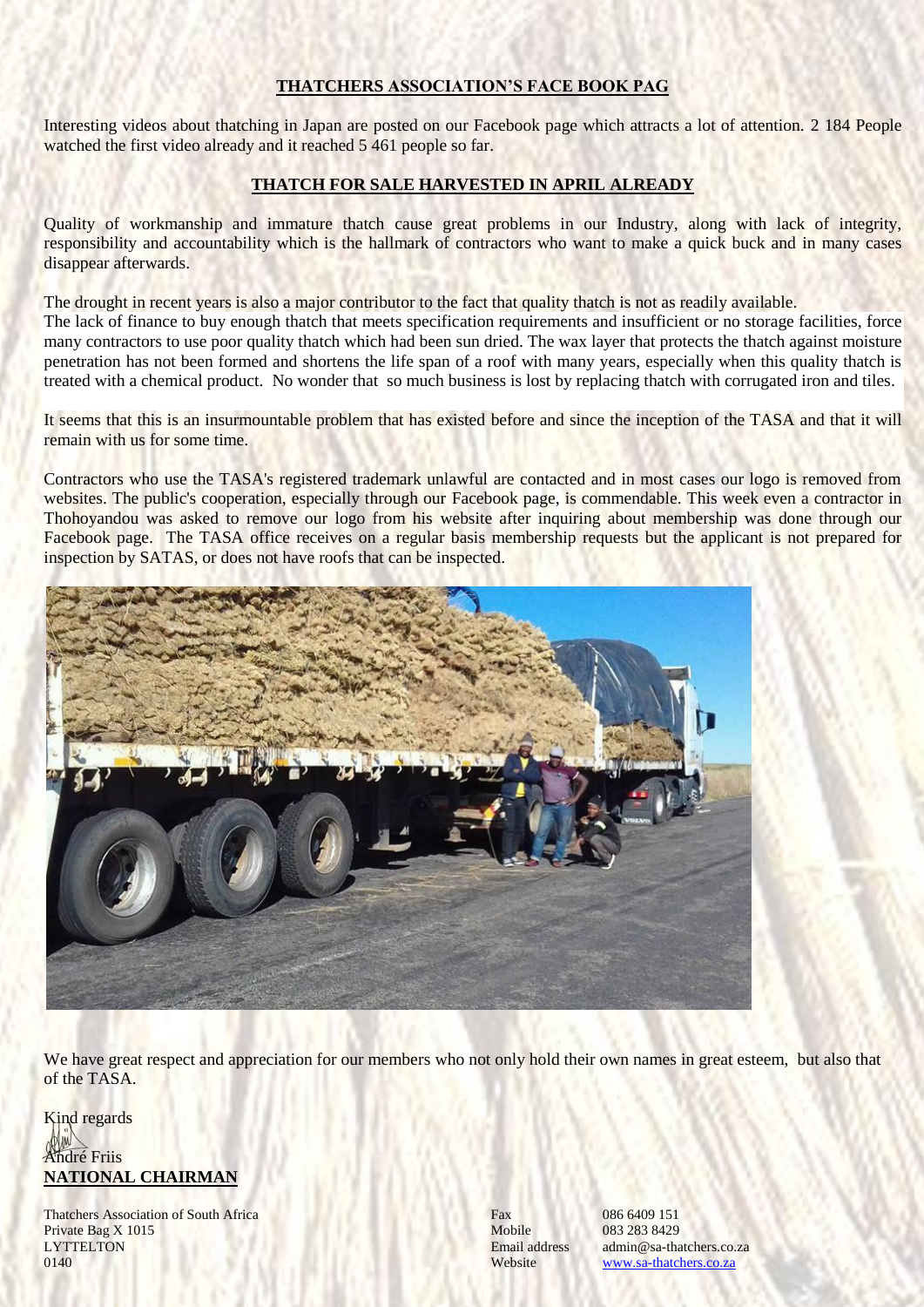## THATCHERS ASSOCIATION'S FACE BOOK PAG

Interesting videos about thatching in Japan are posted on our Facebook page which attracts a lot of attention. 2 184 People watched the first video already and it reached 5 461 people so far.

## THATCH FOR SALE HARVESTED IN APRIL ALREADY

Quality of workmanship and immature thatch cause great problems in our Industry, along with lack of integrity, responsibility and accountability which is the hallmark of contractors who want to make a quick buck and in many cases disappear afterwards.

The drought in recent years is also a major contributor to the fact that quality thatch is not as readily available. The lack of finance to buy enough thatch that meets specification requirements and insufficient or no storage facilities, force many contractors to use poor quality thatch which had been sun dried. The wax layer that protects the thatch against moisture penetration has not been formed and shortens the life span of a roof with many years, especially when this quality thatch is treated with a chemical product. No wonder that so much business is lost by replacing thatch with corrugated iron and tiles.

It seems that this is an insurmountable problem that has existed before and since the inception of the TASA and that it will remain with us for some time.

Contractors who use the TASA's registered trademark unlawful are contacted and in most cases our logo is removed from websites. The public's cooperation, especially through our Facebook page, is commendable. This week even a contractor in Thohoyandou was asked to remove our logo from his website after inquiring about membership was done through our Facebook page. The TASA office receives on a regular basis membership requests but the applicant is not prepared for inspection by SATAS, or does not have roofs that can be inspected.

We have great respect and appreciation for our members who not only hold their own names in great esteem, but also that of the TASA.

Kind regards

André Friis
**NATIONAL CHAIRMAN**

Thatchers Association of South Africa
Private Bag X 1015
LYTTELTON
0140

Fax 086 6409 151
Mobile 083 283 8429
Email address admin@sa-thatchers.co.za
Website www.sa-thatchers.co.za